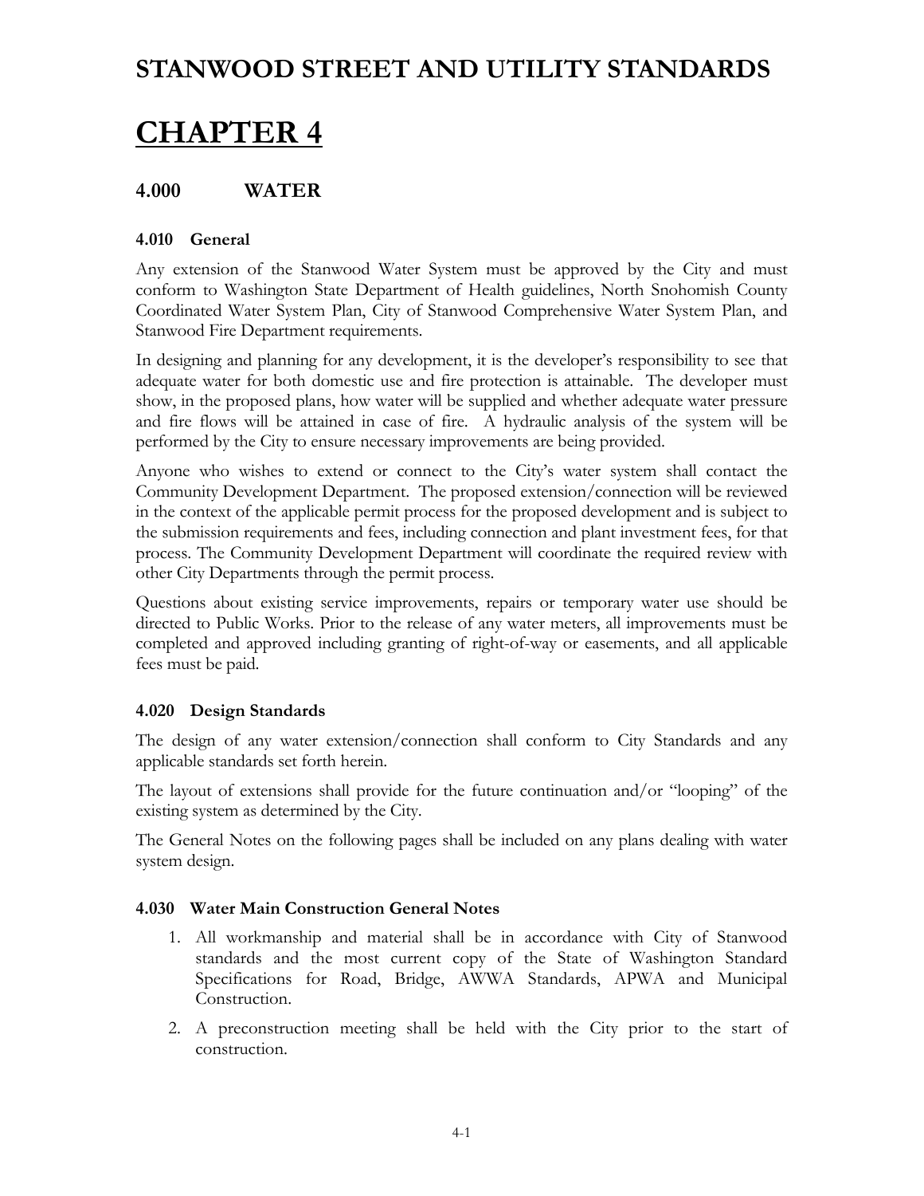# STANWOOD STREET AND UTILITY STANDARDS

# CHAPTER 4

## 4.000 WATER

### 4.010 General

Any extension of the Stanwood Water System must be approved by the City and must conform to Washington State Department of Health guidelines, North Snohomish County Coordinated Water System Plan, City of Stanwood Comprehensive Water System Plan, and Stanwood Fire Department requirements.

In designing and planning for any development, it is the developer's responsibility to see that adequate water for both domestic use and fire protection is attainable. The developer must show, in the proposed plans, how water will be supplied and whether adequate water pressure and fire flows will be attained in case of fire. A hydraulic analysis of the system will be performed by the City to ensure necessary improvements are being provided.

Anyone who wishes to extend or connect to the City's water system shall contact the Community Development Department. The proposed extension/connection will be reviewed in the context of the applicable permit process for the proposed development and is subject to the submission requirements and fees, including connection and plant investment fees, for that process. The Community Development Department will coordinate the required review with other City Departments through the permit process.

Questions about existing service improvements, repairs or temporary water use should be directed to Public Works. Prior to the release of any water meters, all improvements must be completed and approved including granting of right-of-way or easements, and all applicable fees must be paid.

### 4.020 Design Standards

The design of any water extension/connection shall conform to City Standards and any applicable standards set forth herein.

The layout of extensions shall provide for the future continuation and/or "looping" of the existing system as determined by the City.

The General Notes on the following pages shall be included on any plans dealing with water system design.

### 4.030 Water Main Construction General Notes

1. All workmanship and material shall be in accordance with City of Stanwood standards and the most current copy of the State of Washington Standard Specifications for Road, Bridge, AWWA Standards, APWA and Municipal Construction.
2. A preconstruction meeting shall be held with the City prior to the start of construction.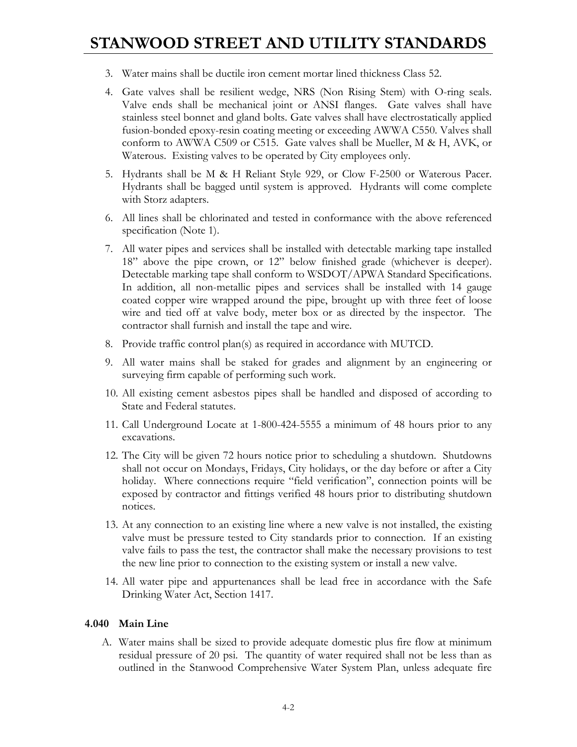3. Water mains shall be ductile iron cement mortar lined thickness Class 52.
4. Gate valves shall be resilient wedge, NRS (Non Rising Stem) with O-ring seals. Valve ends shall be mechanical joint or ANSI flanges. Gate valves shall have stainless steel bonnet and gland bolts. Gate valves shall have electrostatically applied fusion-bonded epoxy-resin coating meeting or exceeding AWWA C550. Valves shall conform to AWWA C509 or C515. Gate valves shall be Mueller, M & H, AVK, or Waterous. Existing valves to be operated by City employees only.
5. Hydrants shall be M & H Reliant Style 929, or Clow F-2500 or Waterous Pacer. Hydrants shall be bagged until system is approved. Hydrants will come complete with Storz adapters.
6. All lines shall be chlorinated and tested in conformance with the above referenced specification (Note 1).
7. All water pipes and services shall be installed with detectable marking tape installed 18" above the pipe crown, or 12" below finished grade (whichever is deeper). Detectable marking tape shall conform to WSDOT/APWA Standard Specifications. In addition, all non-metallic pipes and services shall be installed with 14 gauge coated copper wire wrapped around the pipe, brought up with three feet of loose wire and tied off at valve body, meter box or as directed by the inspector. The contractor shall furnish and install the tape and wire.
8. Provide traffic control plan(s) as required in accordance with MUTCD.
9. All water mains shall be staked for grades and alignment by an engineering or surveying firm capable of performing such work.
10. All existing cement asbestos pipes shall be handled and disposed of according to State and Federal statutes.
11. Call Underground Locate at 1-800-424-5555 a minimum of 48 hours prior to any excavations.
12. The City will be given 72 hours notice prior to scheduling a shutdown. Shutdowns shall not occur on Mondays, Fridays, City holidays, or the day before or after a City holiday. Where connections require "field verification", connection points will be exposed by contractor and fittings verified 48 hours prior to distributing shutdown notices.
13. At any connection to an existing line where a new valve is not installed, the existing valve must be pressure tested to City standards prior to connection. If an existing valve fails to pass the test, the contractor shall make the necessary provisions to test the new line prior to connection to the existing system or install a new valve.
14. All water pipe and appurtenances shall be lead free in accordance with the Safe Drinking Water Act, Section 1417.

### 4.040 Main Line

A. Water mains shall be sized to provide adequate domestic plus fire flow at minimum residual pressure of 20 psi. The quantity of water required shall not be less than as outlined in the Stanwood Comprehensive Water System Plan, unless adequate fire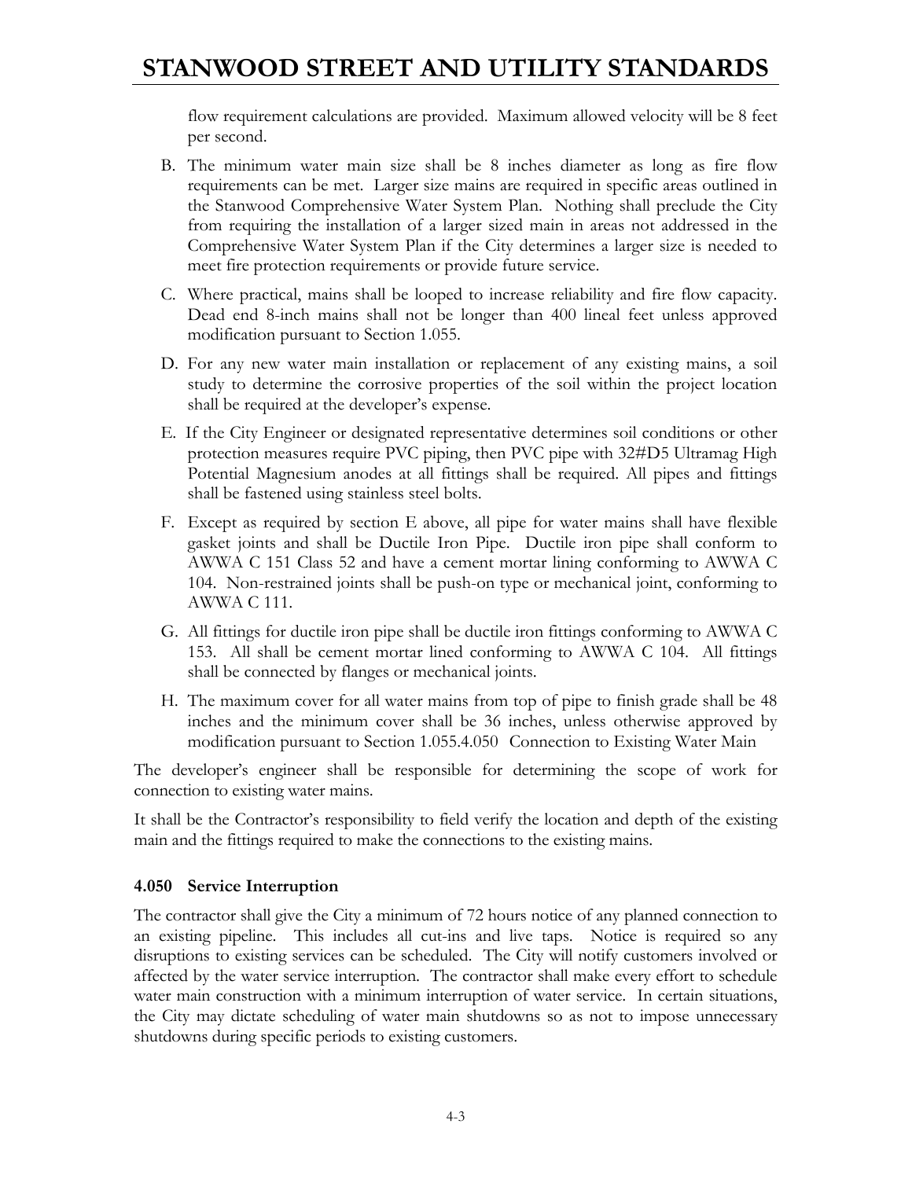flow requirement calculations are provided. Maximum allowed velocity will be 8 feet per second.

B. The minimum water main size shall be 8 inches diameter as long as fire flow requirements can be met. Larger size mains are required in specific areas outlined in the Stanwood Comprehensive Water System Plan. Nothing shall preclude the City from requiring the installation of a larger sized main in areas not addressed in the Comprehensive Water System Plan if the City determines a larger size is needed to meet fire protection requirements or provide future service.

C. Where practical, mains shall be looped to increase reliability and fire flow capacity. Dead end 8-inch mains shall not be longer than 400 lineal feet unless approved modification pursuant to Section 1.055.

D. For any new water main installation or replacement of any existing mains, a soil study to determine the corrosive properties of the soil within the project location shall be required at the developer's expense.

E. If the City Engineer or designated representative determines soil conditions or other protection measures require PVC piping, then PVC pipe with 32#D5 Ultramag High Potential Magnesium anodes at all fittings shall be required. All pipes and fittings shall be fastened using stainless steel bolts.

F. Except as required by section E above, all pipe for water mains shall have flexible gasket joints and shall be Ductile Iron Pipe. Ductile iron pipe shall conform to AWWA C 151 Class 52 and have a cement mortar lining conforming to AWWA C 104. Non-restrained joints shall be push-on type or mechanical joint, conforming to AWWA C 111.

G. All fittings for ductile iron pipe shall be ductile iron fittings conforming to AWWA C 153. All shall be cement mortar lined conforming to AWWA C 104. All fittings shall be connected by flanges or mechanical joints.

H. The maximum cover for all water mains from top of pipe to finish grade shall be 48 inches and the minimum cover shall be 36 inches, unless otherwise approved by modification pursuant to Section 1.055.4.050 Connection to Existing Water Main

The developer's engineer shall be responsible for determining the scope of work for connection to existing water mains.

It shall be the Contractor's responsibility to field verify the location and depth of the existing main and the fittings required to make the connections to the existing mains.

### 4.050 Service Interruption

The contractor shall give the City a minimum of 72 hours notice of any planned connection to an existing pipeline. This includes all cut-ins and live taps. Notice is required so any disruptions to existing services can be scheduled. The City will notify customers involved or affected by the water service interruption. The contractor shall make every effort to schedule water main construction with a minimum interruption of water service. In certain situations, the City may dictate scheduling of water main shutdowns so as not to impose unnecessary shutdowns during specific periods to existing customers.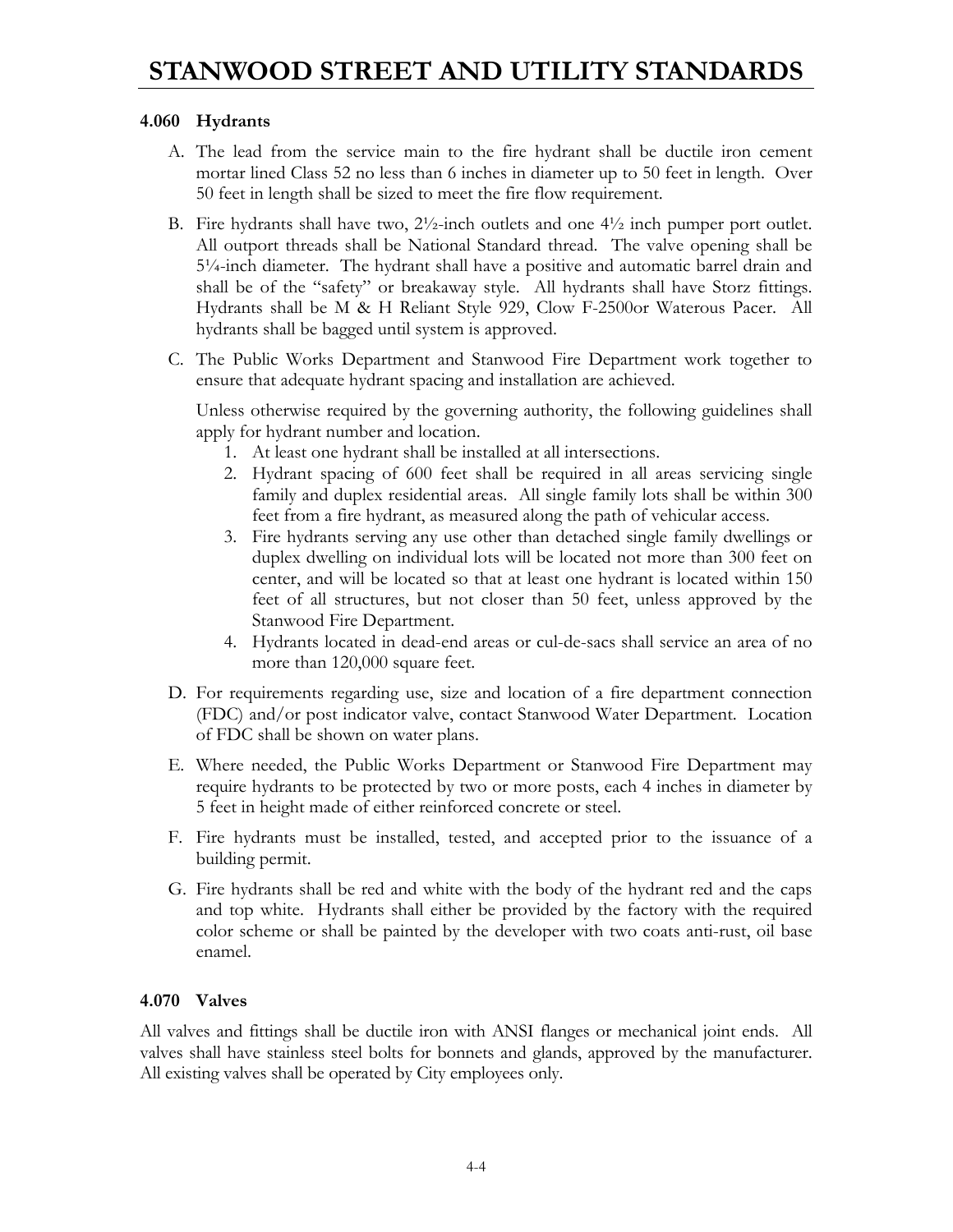### 4.060 Hydrants

A. The lead from the service main to the fire hydrant shall be ductile iron cement mortar lined Class 52 no less than 6 inches in diameter up to 50 feet in length. Over 50 feet in length shall be sized to meet the fire flow requirement.

B. Fire hydrants shall have two, 2½-inch outlets and one 4½ inch pumper port outlet. All outport threads shall be National Standard thread. The valve opening shall be 5¼-inch diameter. The hydrant shall have a positive and automatic barrel drain and shall be of the "safety" or breakaway style. All hydrants shall have Storz fittings. Hydrants shall be M & H Reliant Style 929, Clow F-2500or Waterous Pacer. All hydrants shall be bagged until system is approved.

C. The Public Works Department and Stanwood Fire Department work together to ensure that adequate hydrant spacing and installation are achieved.

   Unless otherwise required by the governing authority, the following guidelines shall apply for hydrant number and location.

   1. At least one hydrant shall be installed at all intersections.
   2. Hydrant spacing of 600 feet shall be required in all areas servicing single family and duplex residential areas. All single family lots shall be within 300 feet from a fire hydrant, as measured along the path of vehicular access.
   3. Fire hydrants serving any use other than detached single family dwellings or duplex dwelling on individual lots will be located not more than 300 feet on center, and will be located so that at least one hydrant is located within 150 feet of all structures, but not closer than 50 feet, unless approved by the Stanwood Fire Department.
   4. Hydrants located in dead-end areas or cul-de-sacs shall service an area of no more than 120,000 square feet.

D. For requirements regarding use, size and location of a fire department connection (FDC) and/or post indicator valve, contact Stanwood Water Department. Location of FDC shall be shown on water plans.

E. Where needed, the Public Works Department or Stanwood Fire Department may require hydrants to be protected by two or more posts, each 4 inches in diameter by 5 feet in height made of either reinforced concrete or steel.

F. Fire hydrants must be installed, tested, and accepted prior to the issuance of a building permit.

G. Fire hydrants shall be red and white with the body of the hydrant red and the caps and top white. Hydrants shall either be provided by the factory with the required color scheme or shall be painted by the developer with two coats anti-rust, oil base enamel.

### 4.070 Valves

All valves and fittings shall be ductile iron with ANSI flanges or mechanical joint ends. All valves shall have stainless steel bolts for bonnets and glands, approved by the manufacturer. All existing valves shall be operated by City employees only.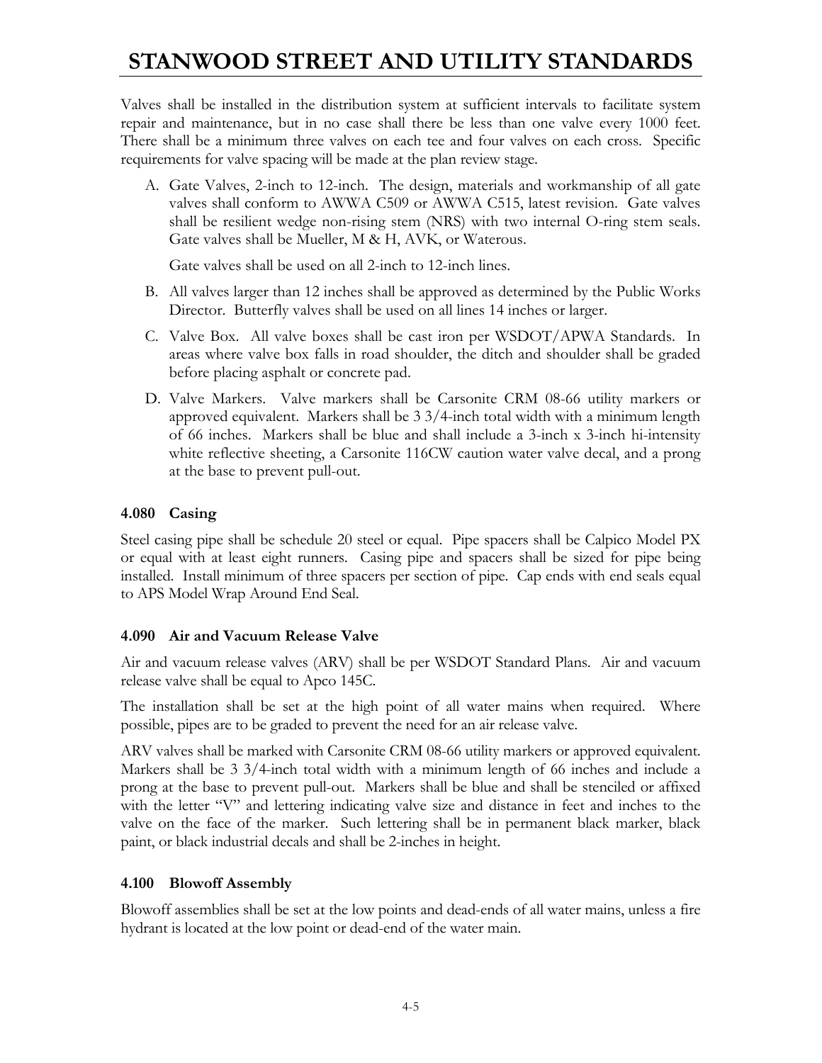Valves shall be installed in the distribution system at sufficient intervals to facilitate system repair and maintenance, but in no case shall there be less than one valve every 1000 feet. There shall be a minimum three valves on each tee and four valves on each cross. Specific requirements for valve spacing will be made at the plan review stage.

A. Gate Valves, 2-inch to 12-inch. The design, materials and workmanship of all gate valves shall conform to AWWA C509 or AWWA C515, latest revision. Gate valves shall be resilient wedge non-rising stem (NRS) with two internal O-ring stem seals. Gate valves shall be Mueller, M & H, AVK, or Waterous.

   Gate valves shall be used on all 2-inch to 12-inch lines.

B. All valves larger than 12 inches shall be approved as determined by the Public Works Director. Butterfly valves shall be used on all lines 14 inches or larger.

C. Valve Box. All valve boxes shall be cast iron per WSDOT/APWA Standards. In areas where valve box falls in road shoulder, the ditch and shoulder shall be graded before placing asphalt or concrete pad.

D. Valve Markers. Valve markers shall be Carsonite CRM 08-66 utility markers or approved equivalent. Markers shall be 3 3/4-inch total width with a minimum length of 66 inches. Markers shall be blue and shall include a 3-inch x 3-inch hi-intensity white reflective sheeting, a Carsonite 116CW caution water valve decal, and a prong at the base to prevent pull-out.

### 4.080 Casing

Steel casing pipe shall be schedule 20 steel or equal. Pipe spacers shall be Calpico Model PX or equal with at least eight runners. Casing pipe and spacers shall be sized for pipe being installed. Install minimum of three spacers per section of pipe. Cap ends with end seals equal to APS Model Wrap Around End Seal.

### 4.090 Air and Vacuum Release Valve

Air and vacuum release valves (ARV) shall be per WSDOT Standard Plans. Air and vacuum release valve shall be equal to Apco 145C.

The installation shall be set at the high point of all water mains when required. Where possible, pipes are to be graded to prevent the need for an air release valve.

ARV valves shall be marked with Carsonite CRM 08-66 utility markers or approved equivalent. Markers shall be 3 3/4-inch total width with a minimum length of 66 inches and include a prong at the base to prevent pull-out. Markers shall be blue and shall be stenciled or affixed with the letter "V" and lettering indicating valve size and distance in feet and inches to the valve on the face of the marker. Such lettering shall be in permanent black marker, black paint, or black industrial decals and shall be 2-inches in height.

### 4.100 Blowoff Assembly

Blowoff assemblies shall be set at the low points and dead-ends of all water mains, unless a fire hydrant is located at the low point or dead-end of the water main.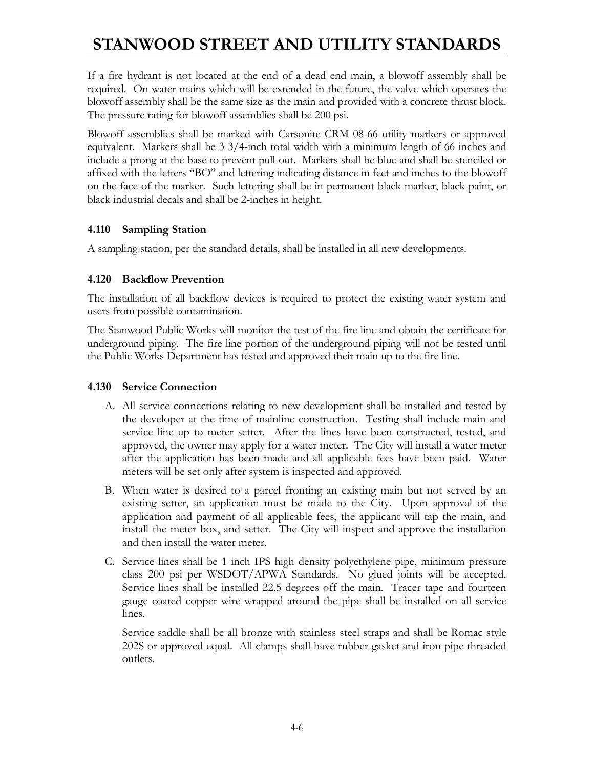If a fire hydrant is not located at the end of a dead end main, a blowoff assembly shall be required. On water mains which will be extended in the future, the valve which operates the blowoff assembly shall be the same size as the main and provided with a concrete thrust block. The pressure rating for blowoff assemblies shall be 200 psi.

Blowoff assemblies shall be marked with Carsonite CRM 08-66 utility markers or approved equivalent. Markers shall be 3 3/4-inch total width with a minimum length of 66 inches and include a prong at the base to prevent pull-out. Markers shall be blue and shall be stenciled or affixed with the letters "BO" and lettering indicating distance in feet and inches to the blowoff on the face of the marker. Such lettering shall be in permanent black marker, black paint, or black industrial decals and shall be 2-inches in height.

### 4.110 Sampling Station

A sampling station, per the standard details, shall be installed in all new developments.

### 4.120 Backflow Prevention

The installation of all backflow devices is required to protect the existing water system and users from possible contamination.

The Stanwood Public Works will monitor the test of the fire line and obtain the certificate for underground piping. The fire line portion of the underground piping will not be tested until the Public Works Department has tested and approved their main up to the fire line.

### 4.130 Service Connection

A. All service connections relating to new development shall be installed and tested by the developer at the time of mainline construction. Testing shall include main and service line up to meter setter. After the lines have been constructed, tested, and approved, the owner may apply for a water meter. The City will install a water meter after the application has been made and all applicable fees have been paid. Water meters will be set only after system is inspected and approved.

B. When water is desired to a parcel fronting an existing main but not served by an existing setter, an application must be made to the City. Upon approval of the application and payment of all applicable fees, the applicant will tap the main, and install the meter box, and setter. The City will inspect and approve the installation and then install the water meter.

C. Service lines shall be 1 inch IPS high density polyethylene pipe, minimum pressure class 200 psi per WSDOT/APWA Standards. No glued joints will be accepted. Service lines shall be installed 22.5 degrees off the main. Tracer tape and fourteen gauge coated copper wire wrapped around the pipe shall be installed on all service lines.

   Service saddle shall be all bronze with stainless steel straps and shall be Romac style 202S or approved equal. All clamps shall have rubber gasket and iron pipe threaded outlets.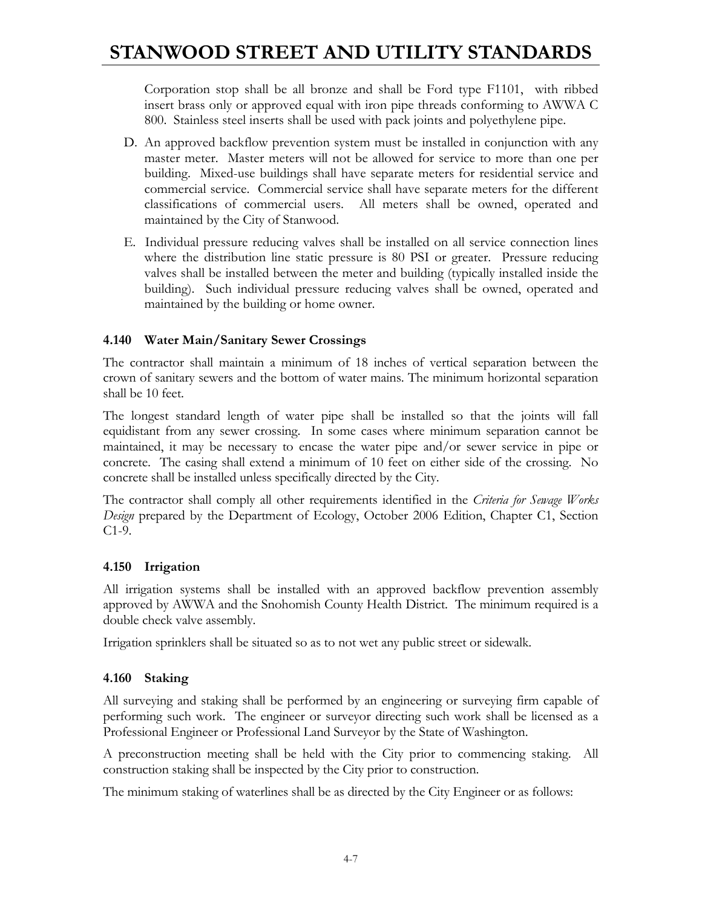Corporation stop shall be all bronze and shall be Ford type F1101, with ribbed insert brass only or approved equal with iron pipe threads conforming to AWWA C 800. Stainless steel inserts shall be used with pack joints and polyethylene pipe.

D. An approved backflow prevention system must be installed in conjunction with any master meter. Master meters will not be allowed for service to more than one per building. Mixed-use buildings shall have separate meters for residential service and commercial service. Commercial service shall have separate meters for the different classifications of commercial users. All meters shall be owned, operated and maintained by the City of Stanwood.

E. Individual pressure reducing valves shall be installed on all service connection lines where the distribution line static pressure is 80 PSI or greater. Pressure reducing valves shall be installed between the meter and building (typically installed inside the building). Such individual pressure reducing valves shall be owned, operated and maintained by the building or home owner.

### 4.140 Water Main/Sanitary Sewer Crossings

The contractor shall maintain a minimum of 18 inches of vertical separation between the crown of sanitary sewers and the bottom of water mains. The minimum horizontal separation shall be 10 feet.

The longest standard length of water pipe shall be installed so that the joints will fall equidistant from any sewer crossing. In some cases where minimum separation cannot be maintained, it may be necessary to encase the water pipe and/or sewer service in pipe or concrete. The casing shall extend a minimum of 10 feet on either side of the crossing. No concrete shall be installed unless specifically directed by the City.

The contractor shall comply all other requirements identified in the *Criteria for Sewage Works Design* prepared by the Department of Ecology, October 2006 Edition, Chapter C1, Section C1-9.

### 4.150 Irrigation

All irrigation systems shall be installed with an approved backflow prevention assembly approved by AWWA and the Snohomish County Health District. The minimum required is a double check valve assembly.

Irrigation sprinklers shall be situated so as to not wet any public street or sidewalk.

### 4.160 Staking

All surveying and staking shall be performed by an engineering or surveying firm capable of performing such work. The engineer or surveyor directing such work shall be licensed as a Professional Engineer or Professional Land Surveyor by the State of Washington.

A preconstruction meeting shall be held with the City prior to commencing staking. All construction staking shall be inspected by the City prior to construction.

The minimum staking of waterlines shall be as directed by the City Engineer or as follows: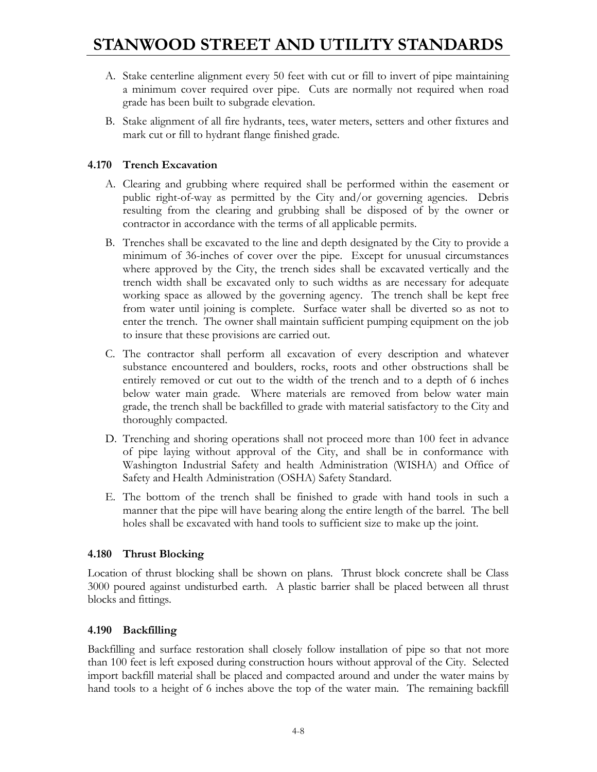A. Stake centerline alignment every 50 feet with cut or fill to invert of pipe maintaining a minimum cover required over pipe. Cuts are normally not required when road grade has been built to subgrade elevation.

B. Stake alignment of all fire hydrants, tees, water meters, setters and other fixtures and mark cut or fill to hydrant flange finished grade.

### 4.170 Trench Excavation

A. Clearing and grubbing where required shall be performed within the easement or public right-of-way as permitted by the City and/or governing agencies. Debris resulting from the clearing and grubbing shall be disposed of by the owner or contractor in accordance with the terms of all applicable permits.

B. Trenches shall be excavated to the line and depth designated by the City to provide a minimum of 36-inches of cover over the pipe. Except for unusual circumstances where approved by the City, the trench sides shall be excavated vertically and the trench width shall be excavated only to such widths as are necessary for adequate working space as allowed by the governing agency. The trench shall be kept free from water until joining is complete. Surface water shall be diverted so as not to enter the trench. The owner shall maintain sufficient pumping equipment on the job to insure that these provisions are carried out.

C. The contractor shall perform all excavation of every description and whatever substance encountered and boulders, rocks, roots and other obstructions shall be entirely removed or cut out to the width of the trench and to a depth of 6 inches below water main grade. Where materials are removed from below water main grade, the trench shall be backfilled to grade with material satisfactory to the City and thoroughly compacted.

D. Trenching and shoring operations shall not proceed more than 100 feet in advance of pipe laying without approval of the City, and shall be in conformance with Washington Industrial Safety and health Administration (WISHA) and Office of Safety and Health Administration (OSHA) Safety Standard.

E. The bottom of the trench shall be finished to grade with hand tools in such a manner that the pipe will have bearing along the entire length of the barrel. The bell holes shall be excavated with hand tools to sufficient size to make up the joint.

### 4.180 Thrust Blocking

Location of thrust blocking shall be shown on plans. Thrust block concrete shall be Class 3000 poured against undisturbed earth. A plastic barrier shall be placed between all thrust blocks and fittings.

### 4.190 Backfilling

Backfilling and surface restoration shall closely follow installation of pipe so that not more than 100 feet is left exposed during construction hours without approval of the City. Selected import backfill material shall be placed and compacted around and under the water mains by hand tools to a height of 6 inches above the top of the water main. The remaining backfill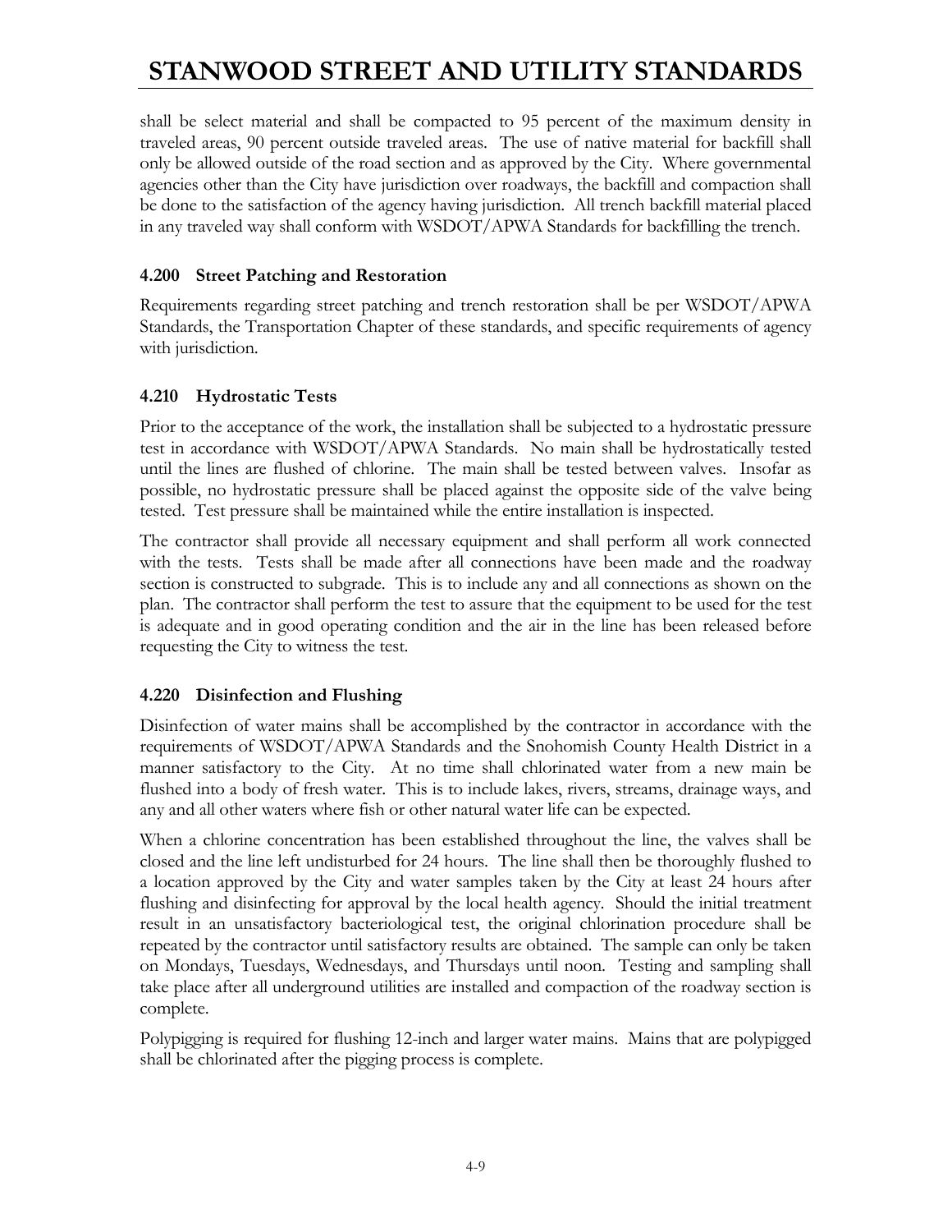shall be select material and shall be compacted to 95 percent of the maximum density in traveled areas, 90 percent outside traveled areas. The use of native material for backfill shall only be allowed outside of the road section and as approved by the City. Where governmental agencies other than the City have jurisdiction over roadways, the backfill and compaction shall be done to the satisfaction of the agency having jurisdiction. All trench backfill material placed in any traveled way shall conform with WSDOT/APWA Standards for backfilling the trench.

### 4.200 Street Patching and Restoration

Requirements regarding street patching and trench restoration shall be per WSDOT/APWA Standards, the Transportation Chapter of these standards, and specific requirements of agency with jurisdiction.

### 4.210 Hydrostatic Tests

Prior to the acceptance of the work, the installation shall be subjected to a hydrostatic pressure test in accordance with WSDOT/APWA Standards. No main shall be hydrostatically tested until the lines are flushed of chlorine. The main shall be tested between valves. Insofar as possible, no hydrostatic pressure shall be placed against the opposite side of the valve being tested. Test pressure shall be maintained while the entire installation is inspected.

The contractor shall provide all necessary equipment and shall perform all work connected with the tests. Tests shall be made after all connections have been made and the roadway section is constructed to subgrade. This is to include any and all connections as shown on the plan. The contractor shall perform the test to assure that the equipment to be used for the test is adequate and in good operating condition and the air in the line has been released before requesting the City to witness the test.

### 4.220 Disinfection and Flushing

Disinfection of water mains shall be accomplished by the contractor in accordance with the requirements of WSDOT/APWA Standards and the Snohomish County Health District in a manner satisfactory to the City. At no time shall chlorinated water from a new main be flushed into a body of fresh water. This is to include lakes, rivers, streams, drainage ways, and any and all other waters where fish or other natural water life can be expected.

When a chlorine concentration has been established throughout the line, the valves shall be closed and the line left undisturbed for 24 hours. The line shall then be thoroughly flushed to a location approved by the City and water samples taken by the City at least 24 hours after flushing and disinfecting for approval by the local health agency. Should the initial treatment result in an unsatisfactory bacteriological test, the original chlorination procedure shall be repeated by the contractor until satisfactory results are obtained. The sample can only be taken on Mondays, Tuesdays, Wednesdays, and Thursdays until noon. Testing and sampling shall take place after all underground utilities are installed and compaction of the roadway section is complete.

Polypigging is required for flushing 12-inch and larger water mains. Mains that are polypigged shall be chlorinated after the pigging process is complete.